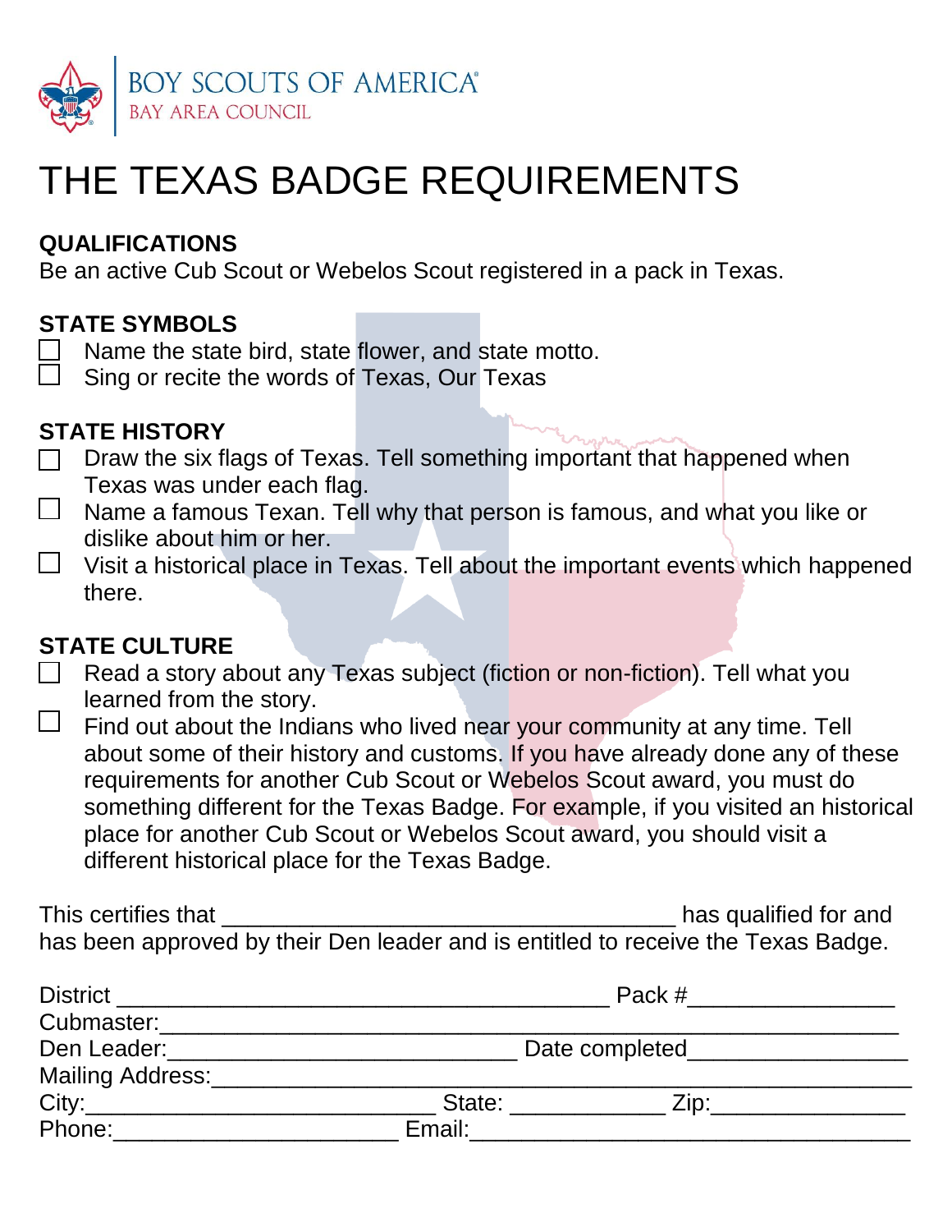BOY SCOUTS OF AMERICA®
BAY AREA COUNCIL

# THE TEXAS BADGE REQUIREMENTS

## QUALIFICATIONS

Be an active Cub Scout or Webelos Scout registered in a pack in Texas.

## STATE SYMBOLS

- ☐ Name the state bird, state flower, and state motto.
- ☐ Sing or recite the words of Texas, Our Texas

## STATE HISTORY

- ☐ Draw the six flags of Texas. Tell something important that happened when Texas was under each flag.
- ☐ Name a famous Texan. Tell why that person is famous, and what you like or dislike about him or her.
- ☐ Visit a historical place in Texas. Tell about the important events which happened there.

## STATE CULTURE

- ☐ Read a story about any Texas subject (fiction or non-fiction). Tell what you learned from the story.
- ☐ Find out about the Indians who lived near your community at any time. Tell about some of their history and customs. If you have already done any of these requirements for another Cub Scout or Webelos Scout award, you must do something different for the Texas Badge. For example, if you visited an historical place for another Cub Scout or Webelos Scout award, you should visit a different historical place for the Texas Badge.

This certifies that ___________________________________ has qualified for and has been approved by their Den leader and is entitled to receive the Texas Badge.

District ______________________________________ Pack #________________
Cubmaster:________________________________________________________
Den Leader:___________________________ Date completed_________________
Mailing Address:______________________________________________________
City:___________________________ State: ____________ Zip:_______________
Phone:______________________ Email:___________________________________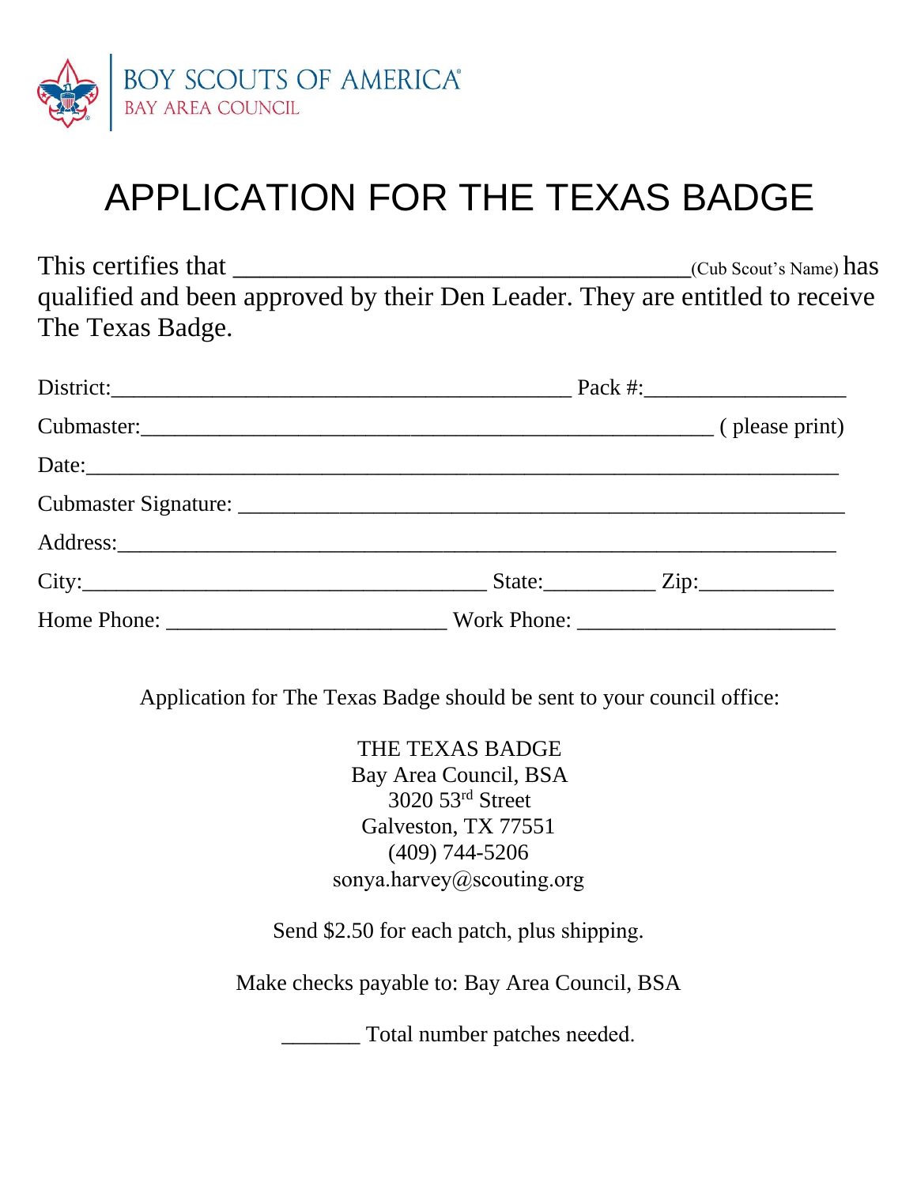BOY SCOUTS OF AMERICA®
BAY AREA COUNCIL

# APPLICATION FOR THE TEXAS BADGE

This certifies that ___________________________________(Cub Scout's Name) has qualified and been approved by their Den Leader. They are entitled to receive The Texas Badge.

District:__________________________________________ Pack #:_________________

Cubmaster:_____________________________________________________ ( please print)

Date:____________________________________________________________________

Cubmaster Signature: ________________________________________________________

Address:_________________________________________________________________

City:_____________________________________ State:__________ Zip:____________

Home Phone: _________________________ Work Phone: _______________________

Application for The Texas Badge should be sent to your council office:

THE TEXAS BADGE
Bay Area Council, BSA
3020 53rd Street
Galveston, TX 77551
(409) 744-5206
sonya.harvey@scouting.org

Send $2.50 for each patch, plus shipping.

Make checks payable to: Bay Area Council, BSA

_______ Total number patches needed.